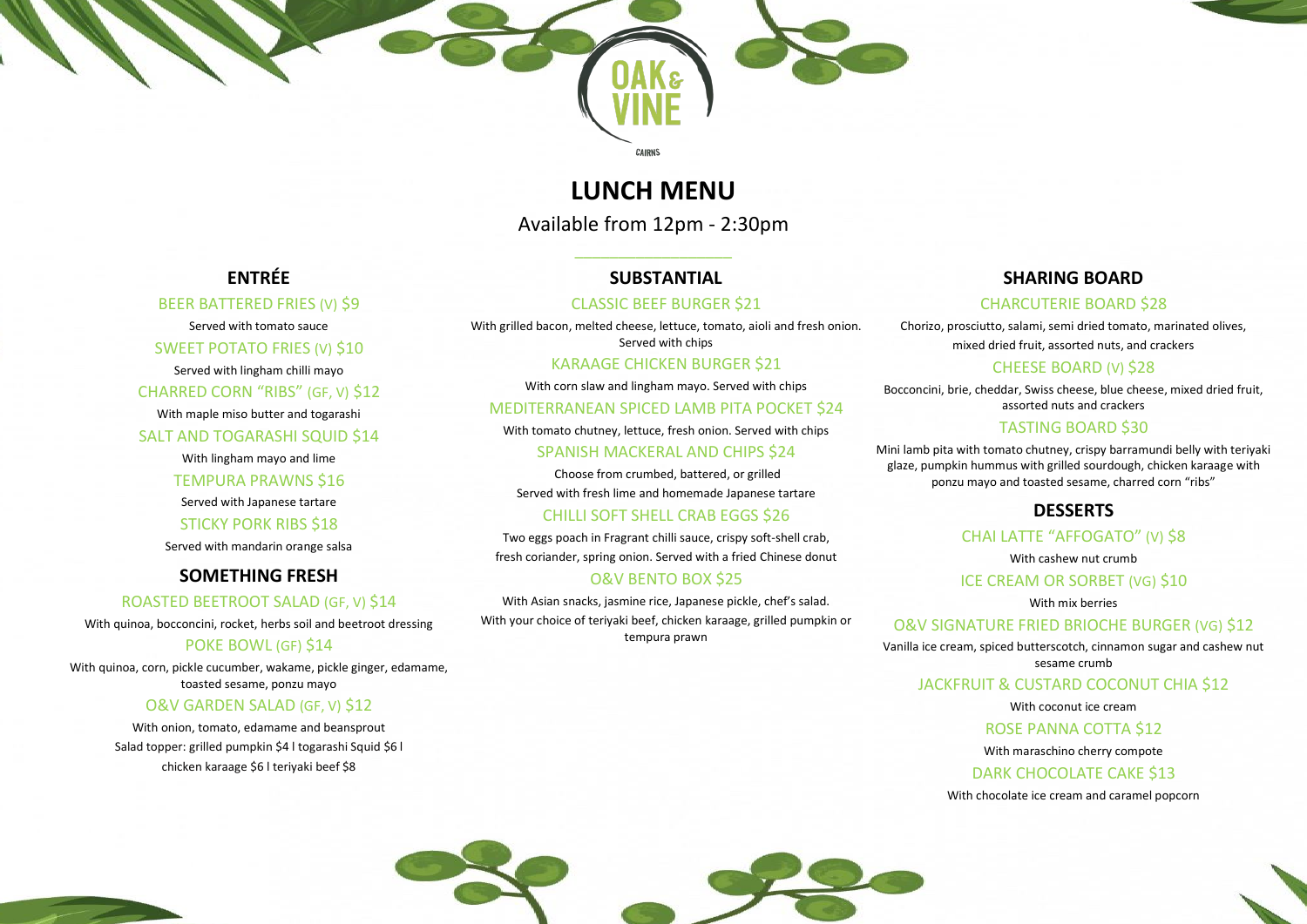OAK & VINE

CAIRNS

# LUNCH MENU

Available from 12pm - 2:30pm

## ENTRÉE

### BEER BATTERED FRIES (V) $9

Served with tomato sauce

### SWEET POTATO FRIES (V) $10

Served with lingham chilli mayo

### CHARRED CORN "RIBS" (GF, V) $12

With maple miso butter and togarashi

### SALT AND TOGARASHI SQUID $14

With lingham mayo and lime

### TEMPURA PRAWNS $16

Served with Japanese tartare

### STICKY PORK RIBS $18

Served with mandarin orange salsa

## SOMETHING FRESH

### ROASTED BEETROOT SALAD (GF, V) $14

With quinoa, bocconcini, rocket, herbs soil and beetroot dressing

### POKE BOWL (GF) $14

With quinoa, corn, pickle cucumber, wakame, pickle ginger, edamame, toasted sesame, ponzu mayo

### O&V GARDEN SALAD (GF, V) $12

With onion, tomato, edamame and beansprout

Salad topper: grilled pumpkin $4 l togarashi Squid $6 l chicken karaage $6 l teriyaki beef $8

## SUBSTANTIAL

### CLASSIC BEEF BURGER $21

With grilled bacon, melted cheese, lettuce, tomato, aioli and fresh onion. Served with chips

### KARAAGE CHICKEN BURGER $21

With corn slaw and lingham mayo. Served with chips

### MEDITERRANEAN SPICED LAMB PITA POCKET $24

With tomato chutney, lettuce, fresh onion. Served with chips

### SPANISH MACKERAL AND CHIPS $24

Choose from crumbed, battered, or grilled

Served with fresh lime and homemade Japanese tartare

### CHILLI SOFT SHELL CRAB EGGS $26

Two eggs poach in Fragrant chilli sauce, crispy soft-shell crab, fresh coriander, spring onion. Served with a fried Chinese donut

### O&V BENTO BOX $25

With Asian snacks, jasmine rice, Japanese pickle, chef's salad. With your choice of teriyaki beef, chicken karaage, grilled pumpkin or tempura prawn

## SHARING BOARD

### CHARCUTERIE BOARD $28

Chorizo, prosciutto, salami, semi dried tomato, marinated olives, mixed dried fruit, assorted nuts, and crackers

### CHEESE BOARD (V) $28

Bocconcini, brie, cheddar, Swiss cheese, blue cheese, mixed dried fruit, assorted nuts and crackers

### TASTING BOARD $30

Mini lamb pita with tomato chutney, crispy barramundi belly with teriyaki glaze, pumpkin hummus with grilled sourdough, chicken karaage with ponzu mayo and toasted sesame, charred corn "ribs"

## DESSERTS

### CHAI LATTE "AFFOGATO" (V) $8

With cashew nut crumb

### ICE CREAM OR SORBET (VG) $10

With mix berries

### O&V SIGNATURE FRIED BRIOCHE BURGER (VG) $12

Vanilla ice cream, spiced butterscotch, cinnamon sugar and cashew nut sesame crumb

### JACKFRUIT & CUSTARD COCONUT CHIA $12

With coconut ice cream

### ROSE PANNA COTTA $12

With maraschino cherry compote

### DARK CHOCOLATE CAKE $13

With chocolate ice cream and caramel popcorn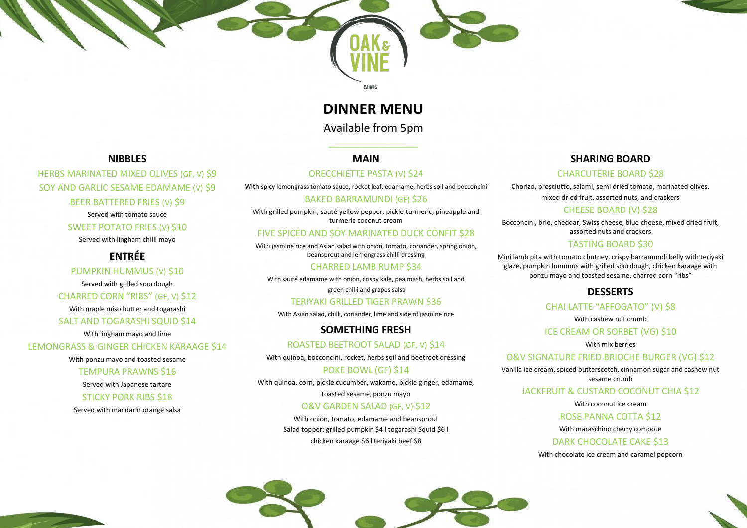OAK & VINE

CAIRNS

# DINNER MENU

Available from 5pm

## NIBBLES

HERBS MARINATED MIXED OLIVES (GF, V) $9

SOY AND GARLIC SESAME EDAMAME (V) $9

BEER BATTERED FRIES (V) $9

Served with tomato sauce

SWEET POTATO FRIES (V) $10

Served with lingham chilli mayo

## ENTRÉE

PUMPKIN HUMMUS (V) $10

Served with grilled sourdough

CHARRED CORN "RIBS" (GF, V) $12

With maple miso butter and togarashi

SALT AND TOGARASHI SQUID $14

With lingham mayo and lime

LEMONGRASS & GINGER CHICKEN KARAAGE $14

With ponzu mayo and toasted sesame

TEMPURA PRAWNS $16

Served with Japanese tartare

STICKY PORK RIBS $18

Served with mandarin orange salsa

## MAIN

ORECCHIETTE PASTA (V) $24

With spicy lemongrass tomato sauce, rocket leaf, edamame, herbs soil and bocconcini

BAKED BARRAMUNDI (GF) $26

With grilled pumpkin, sauté yellow pepper, pickle turmeric, pineapple and turmeric coconut cream

FIVE SPICED AND SOY MARINATED DUCK CONFIT $28

With jasmine rice and Asian salad with onion, tomato, coriander, spring onion, beansprout and lemongrass chilli dressing

CHARRED LAMB RUMP $34

With sauté edamame with onion, crispy kale, pea mash, herbs soil and green chilli and grapes salsa

TERIYAKI GRILLED TIGER PRAWN $36

With Asian salad, chilli, coriander, lime and side of jasmine rice

## SOMETHING FRESH

ROASTED BEETROOT SALAD (GF, V) $14

With quinoa, bocconcini, rocket, herbs soil and beetroot dressing

POKE BOWL (GF) $14

With quinoa, corn, pickle cucumber, wakame, pickle ginger, edamame, toasted sesame, ponzu mayo

O&V GARDEN SALAD (GF, V) $12

With onion, tomato, edamame and beansprout

Salad topper: grilled pumpkin $4 l togarashi Squid $6 l chicken karaage $6 l teriyaki beef $8

## SHARING BOARD

CHARCUTERIE BOARD $28

Chorizo, prosciutto, salami, semi dried tomato, marinated olives, mixed dried fruit, assorted nuts, and crackers

CHEESE BOARD (V) $28

Bocconcini, brie, cheddar, Swiss cheese, blue cheese, mixed dried fruit, assorted nuts and crackers

TASTING BOARD $30

Mini lamb pita with tomato chutney, crispy barramundi belly with teriyaki glaze, pumpkin hummus with grilled sourdough, chicken karaage with ponzu mayo and toasted sesame, charred corn "ribs"

## DESSERTS

CHAI LATTE "AFFOGATO" (V) $8

With cashew nut crumb

ICE CREAM OR SORBET (VG) $10

With mix berries

O&V SIGNATURE FRIED BRIOCHE BURGER (VG) $12

Vanilla ice cream, spiced butterscotch, cinnamon sugar and cashew nut sesame crumb

JACKFRUIT & CUSTARD COCONUT CHIA $12

With coconut ice cream

ROSE PANNA COTTA $12

With maraschino cherry compote

DARK CHOCOLATE CAKE $13

With chocolate ice cream and caramel popcorn